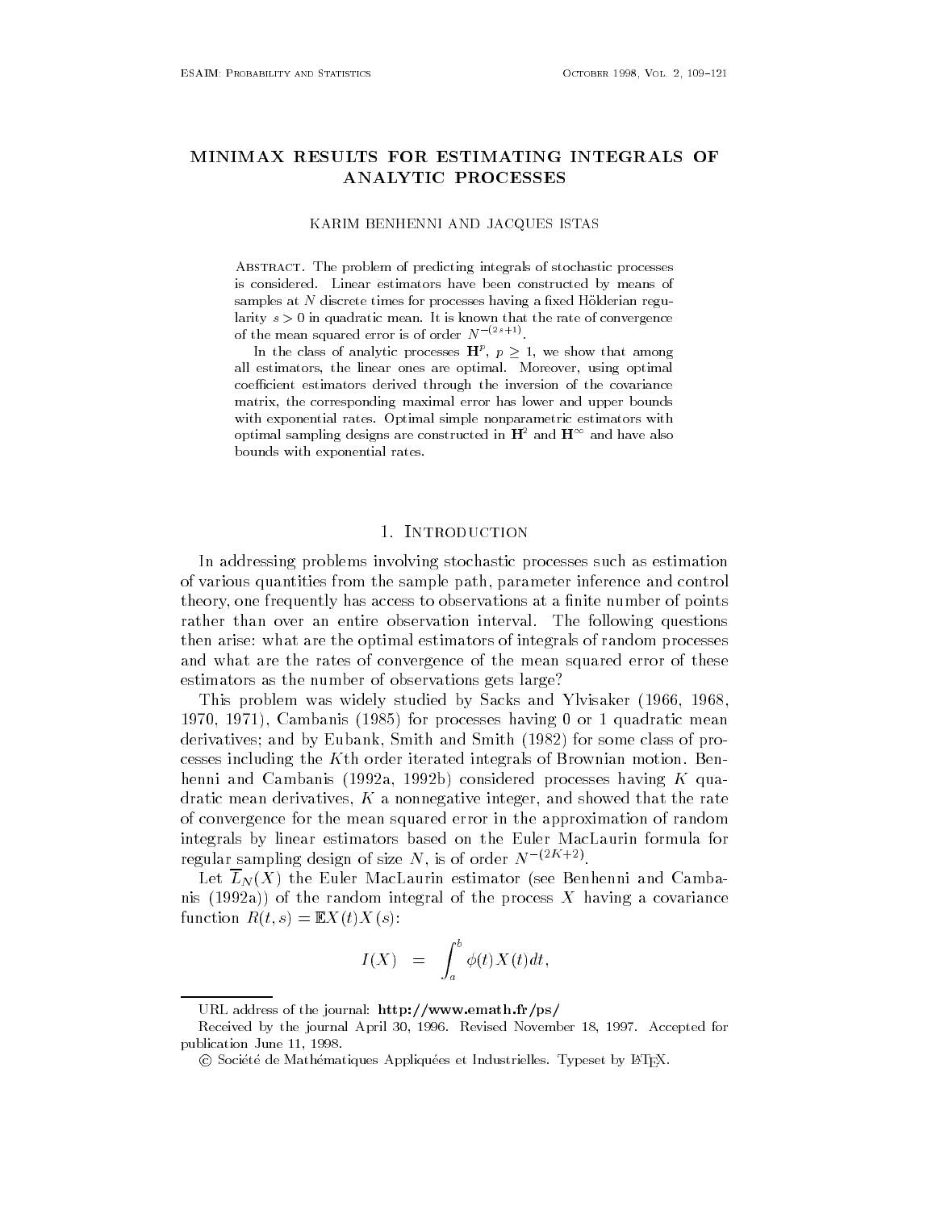# MINIMAX RESULTS FOR ESTIMATING INTEGRALS OF ANALYTIC PROCESSES

KARIM BENHENNI AND JACQUES ISTAS

Abstract. The problem of predicting integrals of stochastic processes is considered. Linear estimators have been constructed by means of samples at $N$ discrete times for processes having a fixed Hölderian regularity $s > 0$ in quadratic mean. It is known that the rate of convergence of the mean squared error is of order $N^{-(2s+1)}$.

In the class of analytic processes $\mathbf{H}^p$, $p \geq 1$, we show that among all estimators, the linear ones are optimal. Moreover, using optimal coefficient estimators derived through the inversion of the covariance matrix, the corresponding maximal error has lower and upper bounds with exponential rates. Optimal simple nonparametric estimators with optimal sampling designs are constructed in $\mathbf{H}^2$ and $\mathbf{H}^\infty$ and have also bounds with exponential rates.

## 1. Introduction

In addressing problems involving stochastic processes such as estimation of various quantities from the sample path, parameter inference and control theory, one frequently has access to observations at a finite number of points rather than over an entire observation interval. The following questions then arise: what are the optimal estimators of integrals of random processes and what are the rates of convergence of the mean squared error of these estimators as the number of observations gets large?

This problem was widely studied by Sacks and Ylvisaker (1966, 1968, 1970, 1971), Cambanis (1985) for processes having 0 or 1 quadratic mean derivatives; and by Eubank, Smith and Smith (1982) for some class of processes including the $K$th order iterated integrals of Brownian motion. Benhenni and Cambanis (1992a, 1992b) considered processes having $K$ quadratic mean derivatives, $K$ a nonnegative integer, and showed that the rate of convergence for the mean squared error in the approximation of random integrals by linear estimators based on the Euler MacLaurin formula for regular sampling design of size $N$, is of order $N^{-(2K+2)}$.

Let $\overline{L}_N(X)$ the Euler MacLaurin estimator (see Benhenni and Cambanis (1992a)) of the random integral of the process $X$ having a covariance function $R(t,s) = \mathbb{E}X(t)X(s)$:

$$I(X) \quad = \quad \int_a^b \phi(t) X(t) dt,$$

URL address of the journal: http://www.emath.fr/ps/

Received by the journal April 30, 1996. Revised November 18, 1997. Accepted for publication June 11, 1998.

© Société de Mathématiques Appliquées et Industrielles. Typeset by LaTeX.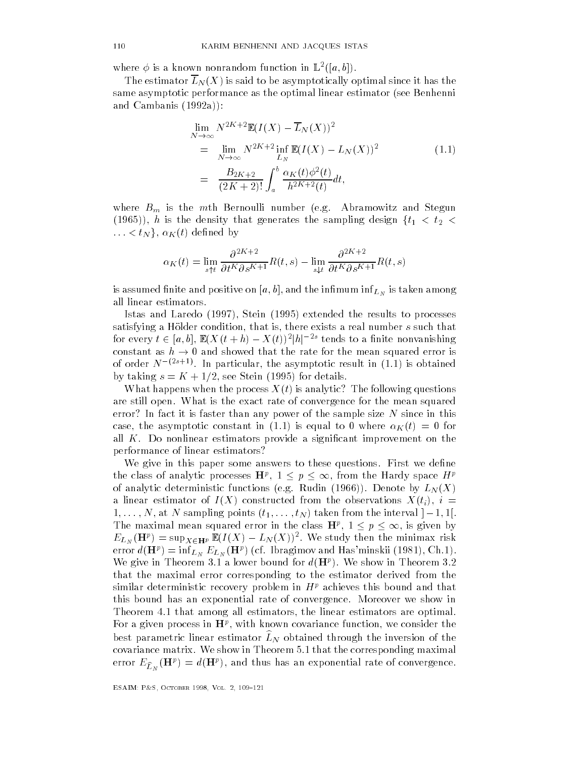where $\phi$ is a known nonrandom function in $\mathbb{L}^2([a,b])$.

The estimator $\overline{L}_N(X)$ is said to be asymptotically optimal since it has the same asymptotic performance as the optimal linear estimator (see Benhenni and Cambanis (1992a)):

$$
\begin{aligned}
& \lim_{N\to\infty} N^{2K+2}\mathbb{E}(I(X) - \overline{L}_N(X))^2 \\
&= \lim_{N\to\infty} N^{2K+2} \inf_{L_N} \mathbb{E}(I(X) - L_N(X))^2 \qquad (1.1)\\
&= \frac{B_{2K+2}}{(2K+2)!}\int_a^b \frac{\alpha_K(t)\phi^2(t)}{h^{2K+2}(t)}dt,
\end{aligned}
$$

where $B_m$ is the $m$th Bernoulli number (e.g. Abramowitz and Stegun (1965)), $h$ is the density that generates the sampling design $\{t_1 < t_2 < \ldots < t_N\}$, $\alpha_K(t)$ defined by

$$
\alpha_K(t) = \lim_{s\uparrow t} \frac{\partial^{2K+2}}{\partial t^K \partial s^{K+1}} R(t,s) - \lim_{s\downarrow t} \frac{\partial^{2K+2}}{\partial t^K \partial s^{K+1}} R(t,s)
$$

is assumed finite and positive on $[a,b]$, and the infimum $\inf_{L_N}$ is taken among all linear estimators.

Istas and Laredo (1997), Stein (1995) extended the results to processes satisfying a Hölder condition, that is, there exists a real number $s$ such that for every $t \in [a,b]$, $\mathbb{E}(X(t+h) - X(t))^2|h|^{-2s}$ tends to a finite nonvanishing constant as $h \to 0$ and showed that the rate for the mean squared error is of order $N^{-(2s+1)}$. In particular, the asymptotic result in (1.1) is obtained by taking $s = K + 1/2$, see Stein (1995) for details.

What happens when the process $X(t)$ is analytic? The following questions are still open. What is the exact rate of convergence for the mean squared error? In fact it is faster than any power of the sample size $N$ since in this case, the asymptotic constant in (1.1) is equal to 0 where $\alpha_K(t) = 0$ for all $K$. Do nonlinear estimators provide a significant improvement on the performance of linear estimators?

We give in this paper some answers to these questions. First we define the class of analytic processes $\mathbf{H}^p$, $1 \le p \le \infty$, from the Hardy space $H^p$ of analytic deterministic functions (e.g. Rudin (1966)). Denote by $L_N(X)$ a linear estimator of $I(X)$ constructed from the observations $X(t_i)$, $i = 1, \ldots, N$, at $N$ sampling points $(t_1, \ldots, t_N)$ taken from the interval $]-1,1[$. The maximal mean squared error in the class $\mathbf{H}^p$, $1 \le p \le \infty$, is given by $E_{L_N}(\mathbf{H}^p) = \sup_{X\in\mathbf{H}^p} \mathbb{E}(I(X) - L_N(X))^2$. We study then the minimax risk error $d(\mathbf{H}^p) = \inf_{L_N} E_{L_N}(\mathbf{H}^p)$ (cf. Ibragimov and Has'minskii (1981), Ch.1). We give in Theorem 3.1 a lower bound for $d(\mathbf{H}^p)$. We show in Theorem 3.2 that the maximal error corresponding to the estimator derived from the similar deterministic recovery problem in $H^p$ achieves this bound and that this bound has an exponential rate of convergence. Moreover we show in Theorem 4.1 that among all estimators, the linear estimators are optimal. For a given process in $\mathbf{H}^p$, with known covariance function, we consider the best parametric linear estimator $\widehat{L}_N$ obtained through the inversion of the covariance matrix. We show in Theorem 5.1 that the corresponding maximal error $E_{\widehat{L}_N}(\mathbf{H}^p) = d(\mathbf{H}^p)$, and thus has an exponential rate of convergence.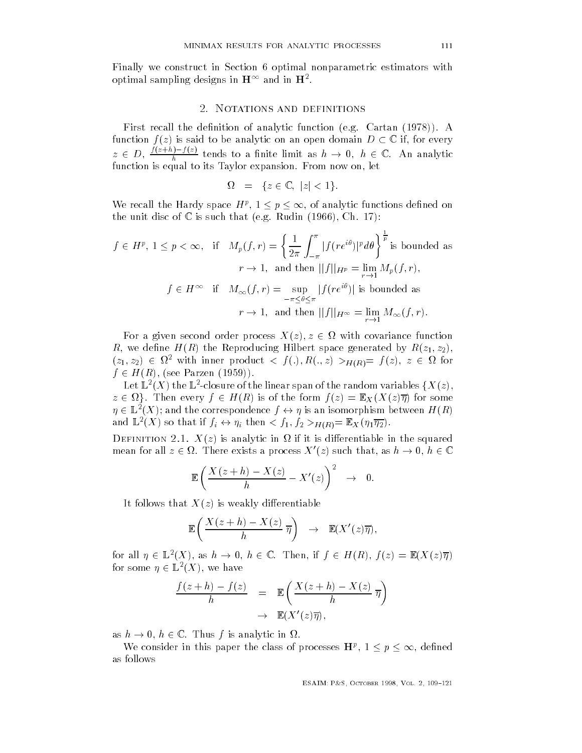Finally we construct in Section 6 optimal nonparametric estimators with optimal sampling designs in $\mathbf{H}^\infty$ and in $\mathbf{H}^2$.

## 2. Notations and definitions

First recall the definition of analytic function (e.g. Cartan (1978)). A function $f(z)$ is said to be analytic on an open domain $D \subset \mathbb{C}$ if, for every $z \in D$, $\frac{f(z+h)-f(z)}{h}$ tends to a finite limit as $h \to 0$, $h \in \mathbb{C}$. An analytic function is equal to its Taylor expansion. From now on, let

$$\Omega \;=\; \{z \in \mathbb{C},\ |z| < 1\}.$$

We recall the Hardy space $H^p$, $1 \le p \le \infty$, of analytic functions defined on the unit disc of $\mathbb{C}$ is such that (e.g. Rudin (1966), Ch. 17):

$$f \in H^p,\ 1 \le p < \infty, \quad \text{if} \quad M_p(f,r) = \left\{ \frac{1}{2\pi} \int_{-\pi}^{\pi} |f(re^{i\theta})|^p d\theta \right\}^{\frac{1}{p}} \text{ is bounded as } r \to 1, \text{ and then } ||f||_{H^p} = \lim_{r \to 1} M_p(f,r),$$

$$f \in H^\infty \quad \text{if} \quad M_\infty(f,r) = \sup_{-\pi \le \theta \le \pi} |f(re^{i\theta})| \text{ is bounded as } r \to 1, \text{ and then } ||f||_{H^\infty} = \lim_{r \to 1} M_\infty(f,r).$$

For a given second order process $X(z)$, $z \in \Omega$ with covariance function $R$, we define $H(R)$ the Reproducing Hilbert space generated by $R(z_1, z_2)$, $(z_1, z_2) \in \Omega^2$ with inner product $< f(.), R(., z) >_{H(R)} = f(z)$, $z \in \Omega$ for $f \in H(R)$, (see Parzen (1959)).

Let $\mathbb{L}^2(X)$ the $\mathbb{L}^2$-closure of the linear span of the random variables $\{X(z), z \in \Omega\}$. Then every $f \in H(R)$ is of the form $f(z) = \mathbb{E}_X(X(z)\overline{\eta})$ for some $\eta \in \mathbb{L}^2(X)$; and the correspondence $f \leftrightarrow \eta$ is an isomorphism between $H(R)$ and $\mathbb{L}^2(X)$ so that if $f_i \leftrightarrow \eta_i$ then $< f_1, f_2 >_{H(R)} = \mathbb{E}_X(\eta_1 \overline{\eta_2})$.

Definition 2.1. $X(z)$ is analytic in $\Omega$ if it is differentiable in the squared mean for all $z \in \Omega$. There exists a process $X'(z)$ such that, as $h \to 0$, $h \in \mathbb{C}$

$$\mathbb{E}\left( \frac{X(z+h) - X(z)}{h} - X'(z) \right)^2 \quad \to \quad 0.$$

It follows that $X(z)$ is weakly differentiable

$$\mathbb{E}\left( \frac{X(z+h) - X(z)}{h}\, \overline{\eta} \right) \quad \to \quad \mathbb{E}(X'(z)\overline{\eta}),$$

for all $\eta \in \mathbb{L}^2(X)$, as $h \to 0$, $h \in \mathbb{C}$. Then, if $f \in H(R)$, $f(z) = \mathbb{E}(X(z)\overline{\eta})$ for some $\eta \in \mathbb{L}^2(X)$, we have

$$\begin{aligned} \frac{f(z+h) - f(z)}{h} &= \mathbb{E}\left( \frac{X(z+h) - X(z)}{h}\, \overline{\eta} \right) \\ &\to \mathbb{E}(X'(z)\overline{\eta}), \end{aligned}$$

as $h \to 0$, $h \in \mathbb{C}$. Thus $f$ is analytic in $\Omega$.

We consider in this paper the class of processes $\mathbf{H}^p$, $1 \le p \le \infty$, defined as follows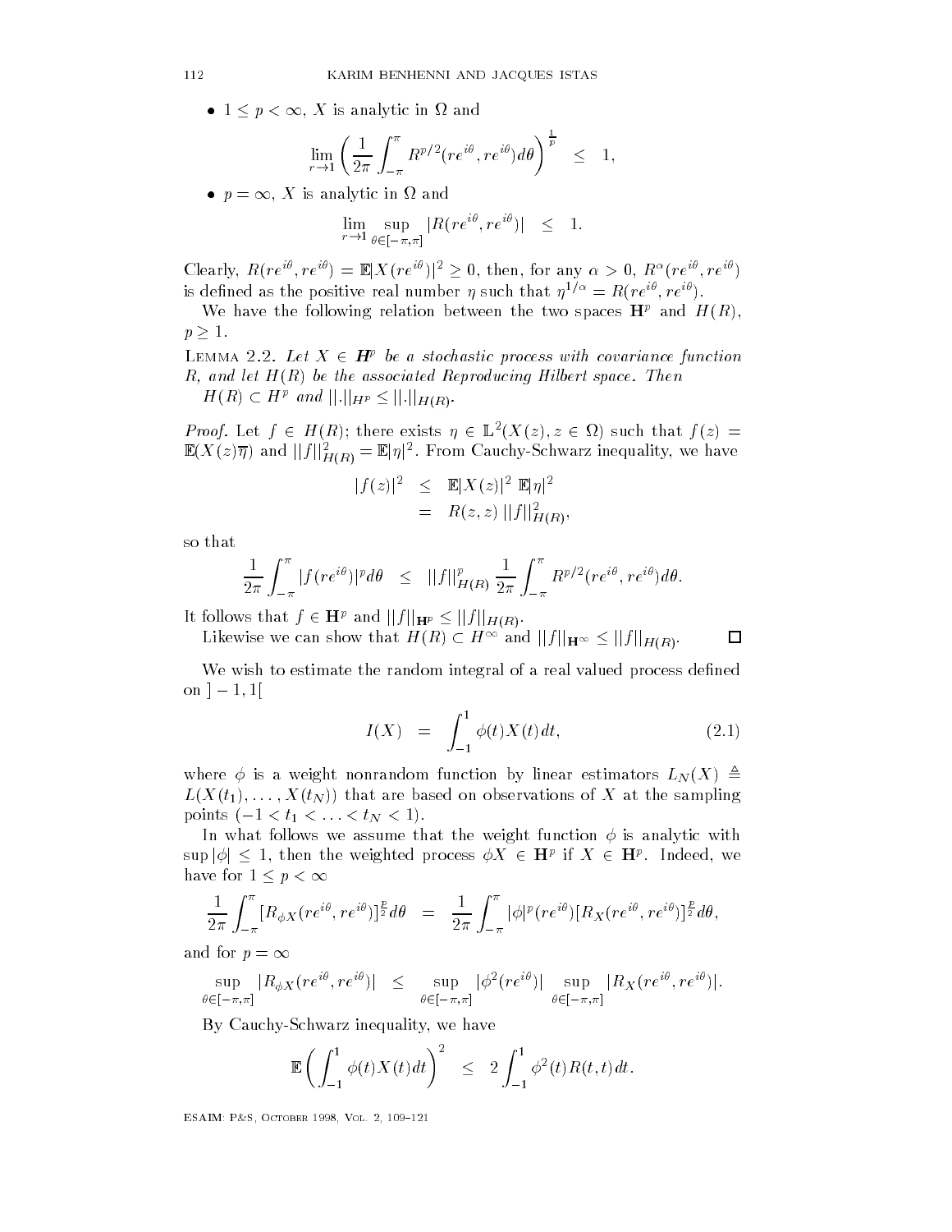- $1 \leq p < \infty$, $X$ is analytic in $\Omega$ and

$$\lim_{r\to 1} \left( \frac{1}{2\pi} \int_{-\pi}^{\pi} R^{p/2}(re^{i\theta}, re^{i\theta}) d\theta \right)^{\frac{1}{p}} \leq 1,$$

- $p = \infty$, $X$ is analytic in $\Omega$ and

$$\lim_{r\to 1} \sup_{\theta\in[-\pi,\pi]} |R(re^{i\theta}, re^{i\theta})| \leq 1.$$

Clearly, $R(re^{i\theta}, re^{i\theta}) = \mathbb{E}|X(re^{i\theta})|^2 \geq 0$, then, for any $\alpha > 0$, $R^{\alpha}(re^{i\theta}, re^{i\theta})$ is defined as the positive real number $\eta$ such that $\eta^{1/\alpha} = R(re^{i\theta}, re^{i\theta})$.

We have the following relation between the two spaces $\mathbf{H}^p$ and $H(R)$, $p \geq 1$.

**Lemma 2.2.** *Let $X \in \mathbf{H}^p$ be a stochastic process with covariance function $R$, and let $H(R)$ be the associated Reproducing Hilbert space. Then $H(R) \subset H^p$ and $||.||_{H^p} \leq ||.||_{H(R)}$.*

*Proof.* Let $f \in H(R)$; there exists $\eta \in \mathbb{L}^2(X(z), z \in \Omega)$ such that $f(z) = \mathbb{E}(X(z)\overline{\eta})$ and $||f||^2_{H(R)} = \mathbb{E}|\eta|^2$. From Cauchy-Schwarz inequality, we have

$$\begin{aligned} |f(z)|^2 &\leq \mathbb{E}|X(z)|^2 \ \mathbb{E}|\eta|^2 \\ &= R(z, z) \ ||f||^2_{H(R)}, \end{aligned}$$

so that

$$\frac{1}{2\pi} \int_{-\pi}^{\pi} |f(re^{i\theta})|^p d\theta \leq ||f||^p_{H(R)} \frac{1}{2\pi} \int_{-\pi}^{\pi} R^{p/2}(re^{i\theta}, re^{i\theta}) d\theta.$$

It follows that $f \in \mathbf{H}^p$ and $||f||_{\mathbf{H}^p} \leq ||f||_{H(R)}$.

Likewise we can show that $H(R) \subset H^{\infty}$ and $||f||_{\mathbf{H}^{\infty}} \leq ||f||_{H(R)}$. □

We wish to estimate the random integral of a real valued process defined on $]-1, 1[$

$$I(X) = \int_{-1}^{1} \phi(t) X(t) dt, \tag{2.1}$$

where $\phi$ is a weight nonrandom function by linear estimators $L_N(X) \triangleq L(X(t_1), \ldots, X(t_N))$ that are based on observations of $X$ at the sampling points $(-1 < t_1 < \ldots < t_N < 1)$.

In what follows we assume that the weight function $\phi$ is analytic with $\sup |\phi| \leq 1$, then the weighted process $\phi X \in \mathbf{H}^p$ if $X \in \mathbf{H}^p$. Indeed, we have for $1 \leq p < \infty$

$$\frac{1}{2\pi} \int_{-\pi}^{\pi} [R_{\phi X}(re^{i\theta}, re^{i\theta})]^{\frac{p}{2}} d\theta = \frac{1}{2\pi} \int_{-\pi}^{\pi} |\phi|^p(re^{i\theta}) [R_X(re^{i\theta}, re^{i\theta})]^{\frac{p}{2}} d\theta,$$

and for $p = \infty$

$$\sup_{\theta\in[-\pi,\pi]} |R_{\phi X}(re^{i\theta}, re^{i\theta})| \leq \sup_{\theta\in[-\pi,\pi]} |\phi^2(re^{i\theta})| \sup_{\theta\in[-\pi,\pi]} |R_X(re^{i\theta}, re^{i\theta})|.$$

By Cauchy-Schwarz inequality, we have

$$\mathbb{E} \left( \int_{-1}^{1} \phi(t) X(t) dt \right)^2 \leq 2 \int_{-1}^{1} \phi^2(t) R(t, t) dt.$$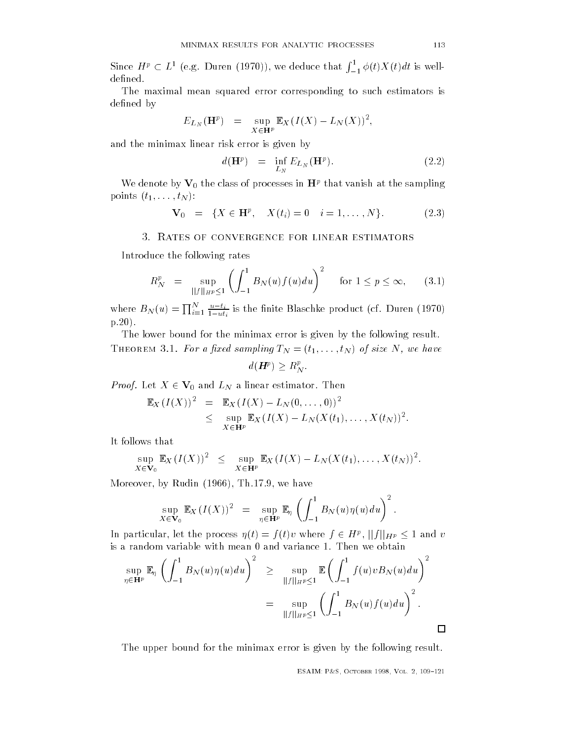Since $H^p \subset L^1$ (e.g. Duren (1970)), we deduce that $\int_{-1}^{1} \phi(t) X(t) dt$ is well-defined.

The maximal mean squared error corresponding to such estimators is defined by

$$E_{L_N}(\mathbf{H}^p) \quad = \quad \sup_{X \in \mathbf{H}^p} \mathbb{E}_X (I(X) - L_N(X))^2,$$

and the minimax linear risk error is given by

$$d(\mathbf{H}^p) \quad = \quad \inf_{L_N} E_{L_N}(\mathbf{H}^p). \tag{2.2}$$

We denote by $\mathbf{V}_0$ the class of processes in $\mathbf{H}^p$ that vanish at the sampling points $(t_1, \ldots, t_N)$:

$$\mathbf{V}_0 \quad = \quad \{X \in \mathbf{H}^p, \quad X(t_i) = 0 \quad i = 1, \ldots, N\}. \tag{2.3}$$

## 3. Rates of convergence for linear estimators

Introduce the following rates

$$R_N^p \quad = \quad \sup_{||f||_{H^p} \leq 1} \left( \int_{-1}^{1} B_N(u) f(u) du \right)^2 \quad \text{ for } 1 \leq p \leq \infty, \tag{3.1}$$

where $B_N(u) = \prod_{i=1}^{N} \frac{u - t_i}{1 - u t_i}$ is the finite Blaschke product (cf. Duren (1970) p.20).

The lower bound for the minimax error is given by the following result.

**Theorem 3.1.** *For a fixed sampling $T_N = (t_1, \ldots, t_N)$ of size $N$, we have*

$$d(\boldsymbol{H}^p) \geq R_N^p.$$

*Proof.* Let $X \in \mathbf{V}_0$ and $L_N$ a linear estimator. Then

$$\begin{aligned}
\mathbb{E}_X (I(X))^2 &= \mathbb{E}_X (I(X) - L_N(0, \ldots, 0))^2 \\
&\leq \sup_{X \in \mathbf{H}^p} \mathbb{E}_X (I(X) - L_N(X(t_1), \ldots, X(t_N))^2.
\end{aligned}$$

It follows that

$$\sup_{X \in \mathbf{V}_0} \mathbb{E}_X (I(X))^2 \quad \leq \quad \sup_{X \in \mathbf{H}^p} \mathbb{E}_X (I(X) - L_N(X(t_1), \ldots, X(t_N))^2.$$

Moreover, by Rudin (1966), Th.17.9, we have

$$\sup_{X \in \mathbf{V}_0} \mathbb{E}_X (I(X))^2 \quad = \quad \sup_{\eta \in \mathbf{H}^p} \mathbb{E}_\eta \left( \int_{-1}^{1} B_N(u) \eta(u) du \right)^2.$$

In particular, let the process $\eta(t) = f(t) v$ where $f \in H^p$, $||f||_{H^p} \leq 1$ and $v$ is a random variable with mean 0 and variance 1. Then we obtain

$$\begin{aligned}
\sup_{\eta \in \mathbf{H}^p} \mathbb{E}_\eta \left( \int_{-1}^{1} B_N(u) \eta(u) du \right)^2 &\geq \sup_{||f||_{H^p} \leq 1} \mathbb{E} \left( \int_{-1}^{1} f(u) v B_N(u) du \right)^2 \\
&= \sup_{||f||_{H^p} \leq 1} \left( \int_{-1}^{1} B_N(u) f(u) du \right)^2.
\end{aligned}$$

□

The upper bound for the minimax error is given by the following result.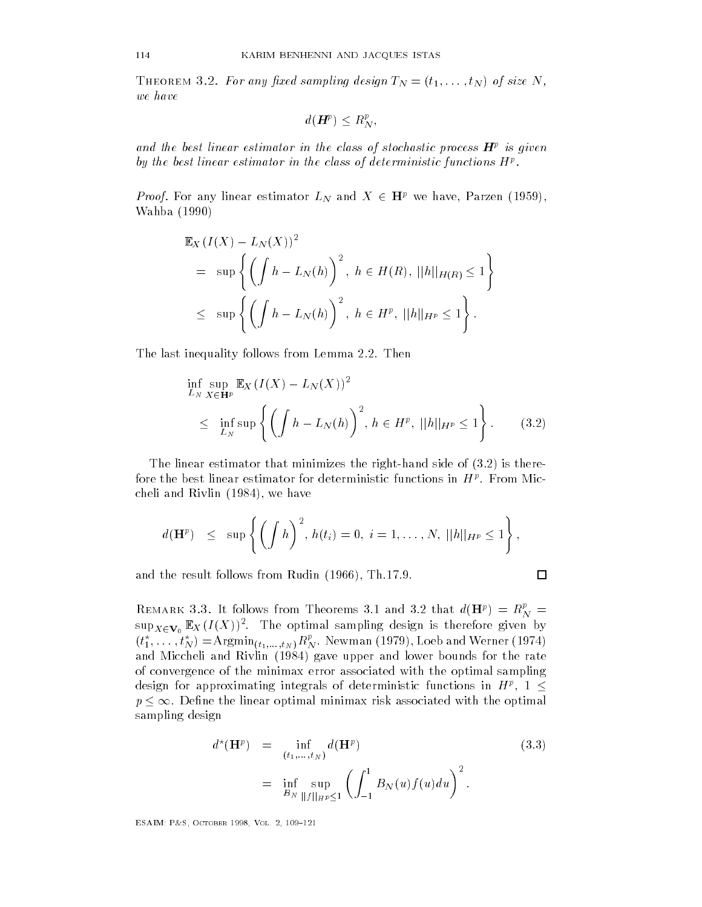THEOREM 3.2. *For any fixed sampling design $T_N = (t_1, \ldots, t_N)$ of size $N$, we have*

$$d(\boldsymbol{H}^p) \leq R_N^p,$$

*and the best linear estimator in the class of stochastic process $\boldsymbol{H}^p$ is given by the best linear estimator in the class of deterministic functions $H^p$.*

*Proof.* For any linear estimator $L_N$ and $X \in \mathbf{H}^p$ we have, Parzen (1959), Wahba (1990)

$$\begin{aligned}
&\mathbb{E}_X \left(I(X) - L_N(X)\right)^2 \\
&= \sup \left\{ \left( \int h - L_N(h) \right)^2, \ h \in H(R), \ ||h||_{H(R)} \leq 1 \right\} \\
&\leq \sup \left\{ \left( \int h - L_N(h) \right)^2, \ h \in H^p, \ ||h||_{H^p} \leq 1 \right\}.
\end{aligned}$$

The last inequality follows from Lemma 2.2. Then

$$\begin{aligned}
&\inf_{L_N} \sup_{X \in \mathbf{H}^p} \mathbb{E}_X \left(I(X) - L_N(X)\right)^2 \\
&\leq \inf_{L_N} \sup \left\{ \left( \int h - L_N(h) \right)^2, h \in H^p, \ ||h||_{H^p} \leq 1 \right\}. \qquad (3.2)
\end{aligned}$$

The linear estimator that minimizes the right-hand side of (3.2) is therefore the best linear estimator for deterministic functions in $H^p$. From Miccheli and Rivlin (1984), we have

$$d(\mathbf{H}^p) \leq \sup \left\{ \left( \int h \right)^2, h(t_i) = 0, \ i = 1, \ldots, N, \ ||h||_{H^p} \leq 1 \right\},$$

and the result follows from Rudin (1966), Th.17.9. □

REMARK 3.3. It follows from Theorems 3.1 and 3.2 that $d(\mathbf{H}^p) = R_N^p = \sup_{X \in \mathbf{V}_0} \mathbb{E}_X (I(X))^2$. The optimal sampling design is therefore given by $(t_1^\star, \ldots, t_N^\star) = \text{Argmin}_{(t_1, \ldots, t_N)} R_N^p$. Newman (1979), Loeb and Werner (1974) and Miccheli and Rivlin (1984) gave upper and lower bounds for the rate of convergence of the minimax error associated with the optimal sampling design for approximating integrals of deterministic functions in $H^p$, $1 \leq p \leq \infty$. Define the linear optimal minimax risk associated with the optimal sampling design

$$\begin{aligned}
d^\star(\mathbf{H}^p) &= \inf_{(t_1, \ldots, t_N)} d(\mathbf{H}^p) \qquad (3.3) \\
&= \inf_{B_N} \sup_{||f||_{H^p} \leq 1} \left( \int_{-1}^{1} B_N(u) f(u) du \right)^2.
\end{aligned}$$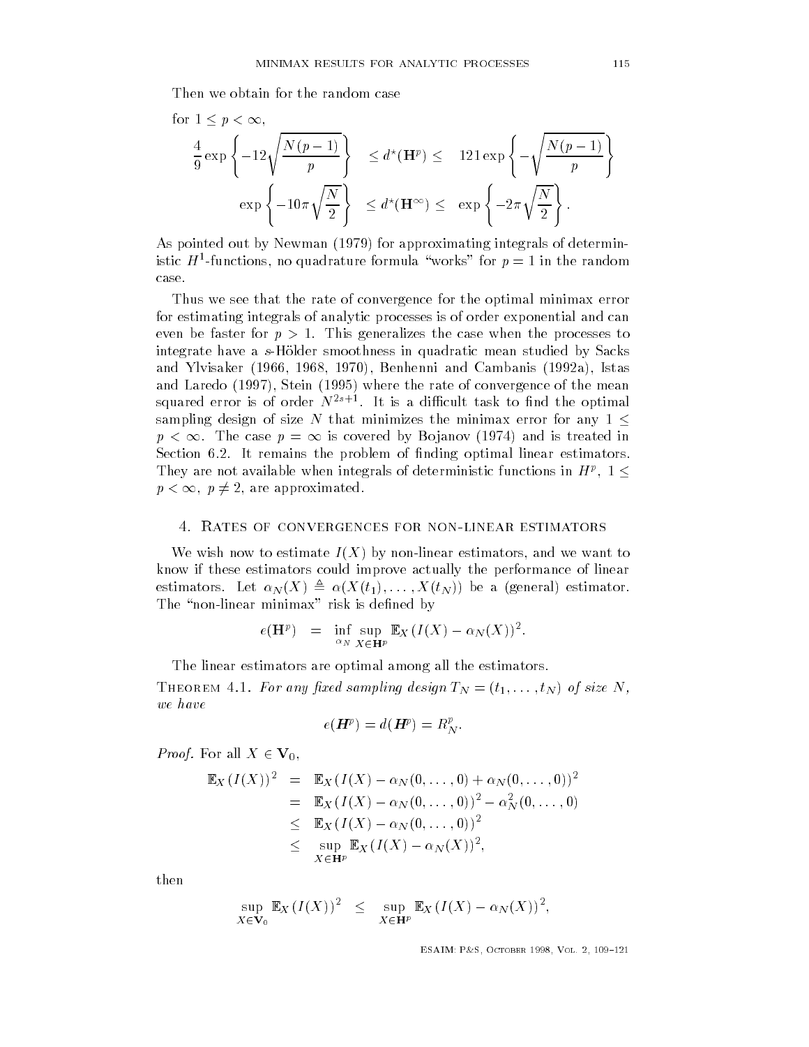Then we obtain for the random case

for $1 \leq p < \infty$,

$$
\frac{4}{9}\exp\left\{-12\sqrt{\frac{N(p-1)}{p}}\right\} \leq d^{\star}(\mathbf{H}^p) \leq 121\exp\left\{-\sqrt{\frac{N(p-1)}{p}}\right\}
$$

$$
\exp\left\{-10\pi\sqrt{\frac{N}{2}}\right\} \leq d^{\star}(\mathbf{H}^{\infty}) \leq \exp\left\{-2\pi\sqrt{\frac{N}{2}}\right\}.
$$

As pointed out by Newman (1979) for approximating integrals of deterministic $H^1$-functions, no quadrature formula "works" for $p = 1$ in the random case.

Thus we see that the rate of convergence for the optimal minimax error for estimating integrals of analytic processes is of order exponential and can even be faster for $p > 1$. This generalizes the case when the processes to integrate have a $s$-Hölder smoothness in quadratic mean studied by Sacks and Ylvisaker (1966, 1968, 1970), Benhenni and Cambanis (1992a), Istas and Laredo (1997), Stein (1995) where the rate of convergence of the mean squared error is of order $N^{2s+1}$. It is a difficult task to find the optimal sampling design of size $N$ that minimizes the minimax error for any $1 \leq p < \infty$. The case $p = \infty$ is covered by Bojanov (1974) and is treated in Section 6.2. It remains the problem of finding optimal linear estimators. They are not available when integrals of deterministic functions in $H^p$, $1 \leq p < \infty$, $p \neq 2$, are approximated.

## 4. Rates of convergences for non-linear estimators

We wish now to estimate $I(X)$ by non-linear estimators, and we want to know if these estimators could improve actually the performance of linear estimators. Let $\alpha_N(X) \triangleq \alpha(X(t_1), \ldots, X(t_N))$ be a (general) estimator. The "non-linear minimax" risk is defined by

$$
e(\mathbf{H}^p) = \inf_{\alpha_N} \sup_{X \in \mathbf{H}^p} \mathbb{E}_X (I(X) - \alpha_N(X))^2.
$$

The linear estimators are optimal among all the estimators.

**Theorem 4.1.** *For any fixed sampling design $T_N = (t_1, \ldots, t_N)$ of size $N$, we have*

$$
e(\boldsymbol{H}^p) = d(\boldsymbol{H}^p) = R_N^p.
$$

*Proof.* For all $X \in \mathbf{V}_0$,

$$
\begin{aligned}
\mathbb{E}_X (I(X))^2 &= \mathbb{E}_X (I(X) - \alpha_N(0, \ldots, 0) + \alpha_N(0, \ldots, 0))^2 \\
&= \mathbb{E}_X (I(X) - \alpha_N(0, \ldots, 0))^2 - \alpha_N^2(0, \ldots, 0) \\
&\leq \mathbb{E}_X (I(X) - \alpha_N(0, \ldots, 0))^2 \\
&\leq \sup_{X \in \mathbf{H}^p} \mathbb{E}_X (I(X) - \alpha_N(X))^2,
\end{aligned}
$$

then

$$
\sup_{X \in \mathbf{V}_0} \mathbb{E}_X (I(X))^2 \leq \sup_{X \in \mathbf{H}^p} \mathbb{E}_X (I(X) - \alpha_N(X))^2,
$$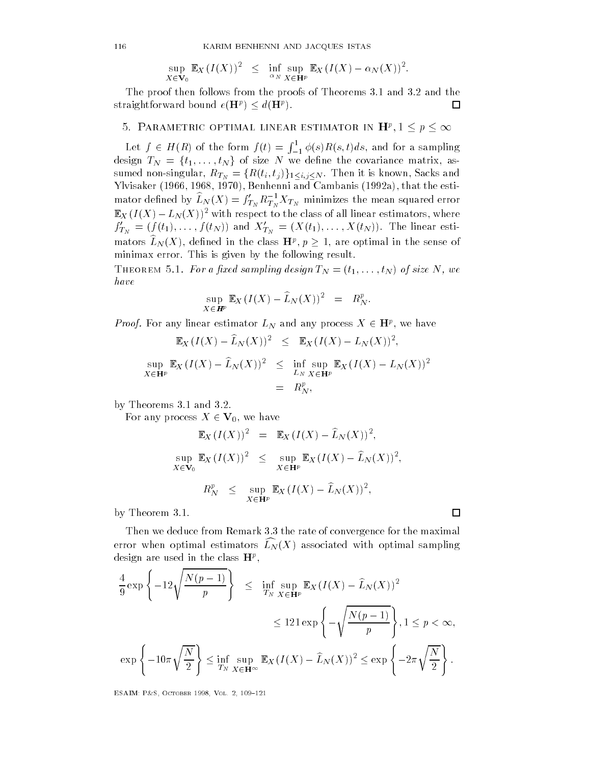$$\sup_{X \in \mathbf{V}_0} \mathbb{E}_X (I(X))^2 \leq \inf_{\alpha_N} \sup_{X \in \mathbf{H}^p} \mathbb{E}_X (I(X) - \alpha_N(X))^2.$$

The proof then follows from the proofs of Theorems 3.1 and 3.2 and the straightforward bound $e(\mathbf{H}^p) \leq d(\mathbf{H}^p)$. □

## 5. Parametric optimal linear estimator in $\mathbf{H}^p, 1 \leq p \leq \infty$

Let $f \in H(R)$ of the form $f(t) = \int_{-1}^{1} \phi(s) R(s,t) ds$, and for a sampling design $T_N = \{t_1, \ldots, t_N\}$ of size $N$ we define the covariance matrix, assumed non-singular, $R_{T_N} = \{R(t_i, t_j)\}_{1 \leq i,j \leq N}$. Then it is known, Sacks and Ylvisaker (1966, 1968, 1970), Benhenni and Cambanis (1992a), that the estimator defined by $\widehat{L}_N(X) = f'_{T_N} R_{T_N}^{-1} X_{T_N}$ minimizes the mean squared error $\mathbb{E}_X (I(X) - L_N(X))^2$ with respect to the class of all linear estimators, where $f'_{T_N} = (f(t_1), \ldots, f(t_N))$ and $X'_{T_N} = (X(t_1), \ldots, X(t_N))$. The linear estimators $\widehat{L}_N(X)$, defined in the class $\mathbf{H}^p, p \geq 1$, are optimal in the sense of minimax error. This is given by the following result.

Theorem 5.1. *For a fixed sampling design $T_N = (t_1, \ldots, t_N)$ of size $N$, we have*

$$\sup_{X \in \mathbf{H}^p} \mathbb{E}_X (I(X) - \widehat{L}_N(X))^2 = R_N^p.$$

*Proof.* For any linear estimator $L_N$ and any process $X \in \mathbf{H}^p$, we have

$$\mathbb{E}_X (I(X) - \widehat{L}_N(X))^2 \leq \mathbb{E}_X (I(X) - L_N(X))^2,$$

$$\begin{aligned} \sup_{X \in \mathbf{H}^p} \mathbb{E}_X (I(X) - \widehat{L}_N(X))^2 &\leq \inf_{L_N} \sup_{X \in \mathbf{H}^p} \mathbb{E}_X (I(X) - L_N(X))^2 \\ &= R_N^p, \end{aligned}$$

by Theorems 3.1 and 3.2.

For any process $X \in \mathbf{V}_0$, we have

$$\mathbb{E}_X (I(X))^2 = \mathbb{E}_X (I(X) - \widehat{L}_N(X))^2,$$

$$\sup_{X \in \mathbf{V}_0} \mathbb{E}_X (I(X))^2 \leq \sup_{X \in \mathbf{H}^p} \mathbb{E}_X (I(X) - \widehat{L}_N(X))^2,$$

$$R_N^p \leq \sup_{X \in \mathbf{H}^p} \mathbb{E}_X (I(X) - \widehat{L}_N(X))^2,$$

by Theorem 3.1. □

Then we deduce from Remark 3.3 the rate of convergence for the maximal error when optimal estimators $\widehat{L_N}(X)$ associated with optimal sampling design are used in the class $\mathbf{H}^p$,

$$\frac{4}{9} \exp\left\{-12\sqrt{\frac{N(p-1)}{p}}\right\} \leq \inf_{T_N} \sup_{X \in \mathbf{H}^p} \mathbb{E}_X (I(X) - \widehat{L}_N(X))^2 \leq 121 \exp\left\{-\sqrt{\frac{N(p-1)}{p}}\right\}, 1 \leq p < \infty,$$

$$\exp\left\{-10\pi\sqrt{\frac{N}{2}}\right\} \leq \inf_{T_N} \sup_{X \in \mathbf{H}^\infty} \mathbb{E}_X (I(X) - \widehat{L}_N(X))^2 \leq \exp\left\{-2\pi\sqrt{\frac{N}{2}}\right\}.$$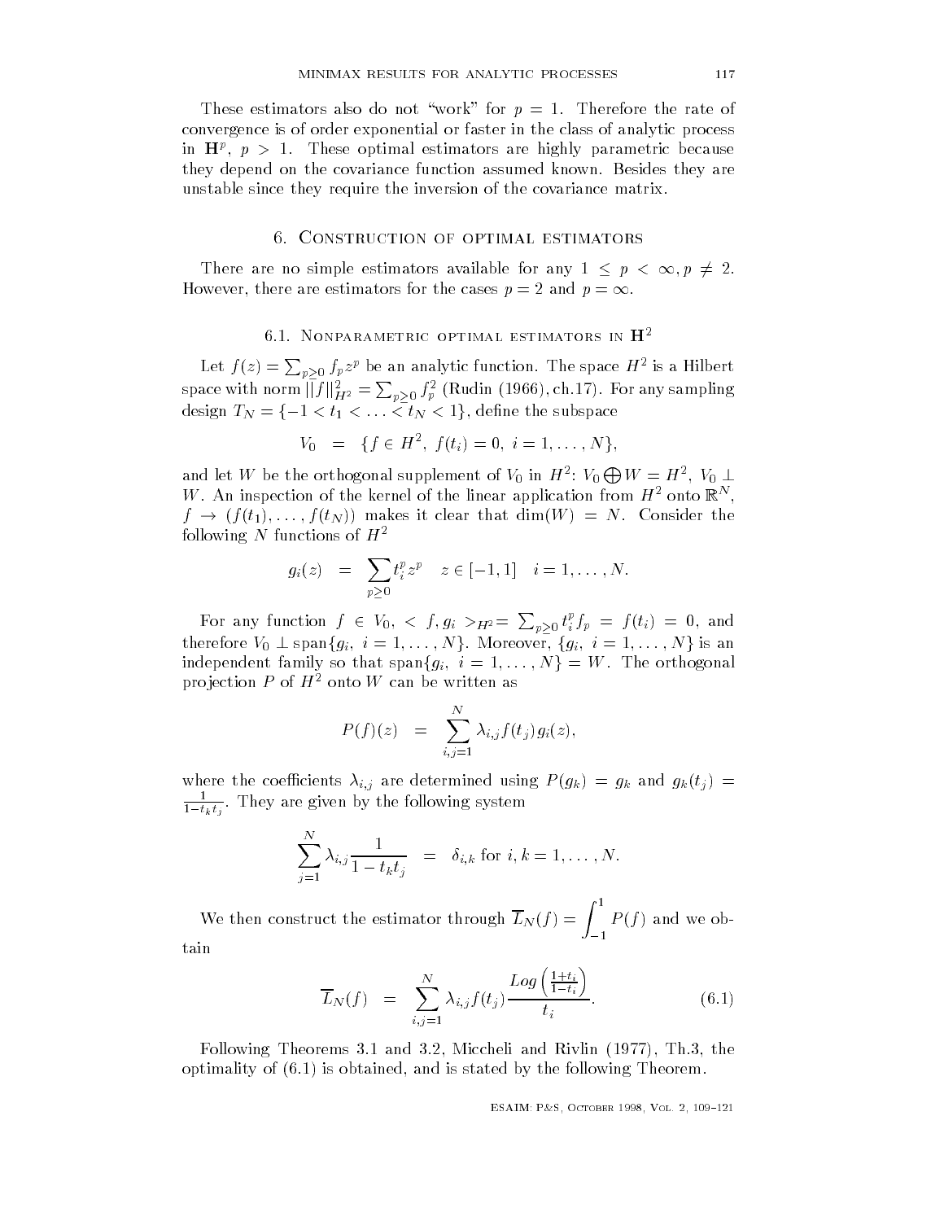These estimators also do not "work" for $p = 1$. Therefore the rate of convergence is of order exponential or faster in the class of analytic process in $\mathbf{H}^p$, $p > 1$. These optimal estimators are highly parametric because they depend on the covariance function assumed known. Besides they are unstable since they require the inversion of the covariance matrix.

## 6. Construction of optimal estimators

There are no simple estimators available for any $1 \leq p < \infty, p \neq 2$. However, there are estimators for the cases $p = 2$ and $p = \infty$.

### 6.1. Nonparametric optimal estimators in $\mathbf{H}^2$

Let $f(z) = \sum_{p \geq 0} f_p z^p$ be an analytic function. The space $H^2$ is a Hilbert space with norm $||f||^2_{H^2} = \sum_{p \geq 0} f_p^2$ (Rudin (1966), ch.17). For any sampling design $T_N = \{-1 < t_1 < \ldots < t_N < 1\}$, define the subspace

$$V_0 \quad = \quad \{f \in H^2, \ f(t_i) = 0, \ i = 1, \ldots, N\},$$

and let $W$ be the orthogonal supplement of $V_0$ in $H^2$: $V_0 \bigoplus W = H^2$, $V_0 \perp W$. An inspection of the kernel of the linear application from $H^2$ onto $\mathbb{R}^N$, $f \to (f(t_1), \ldots, f(t_N))$ makes it clear that $\dim(W) = N$. Consider the following $N$ functions of $H^2$

$$g_i(z) \quad = \quad \sum_{p \geq 0} t_i^p z^p \quad z \in [-1, 1] \quad i = 1, \ldots, N.$$

For any function $f \in V_0$, $< f, g_i >_{H^2} = \sum_{p \geq 0} t_i^p f_p = f(t_i) = 0$, and therefore $V_0 \perp \text{span}\{g_i, \ i = 1, \ldots, N\}$. Moreover, $\{g_i, \ i = 1, \ldots, N\}$ is an independent family so that $\text{span}\{g_i, \ i = 1, \ldots, N\} = W$. The orthogonal projection $P$ of $H^2$ onto $W$ can be written as

$$P(f)(z) \quad = \quad \sum_{i,j=1}^{N} \lambda_{i,j} f(t_j) g_i(z),$$

where the coefficients $\lambda_{i,j}$ are determined using $P(g_k) = g_k$ and $g_k(t_j) = \frac{1}{1 - t_k t_j}$. They are given by the following system

$$\sum_{j=1}^{N} \lambda_{i,j} \frac{1}{1 - t_k t_j} \quad = \quad \delta_{i,k} \text{ for } i, k = 1, \ldots, N.$$

We then construct the estimator through $\overline{L}_N(f) = \displaystyle\int_{-1}^{1} P(f)$ and we obtain

$$\overline{L}_N(f) \quad = \quad \sum_{i,j=1}^{N} \lambda_{i,j} f(t_j) \frac{Log\left(\frac{1+t_i}{1-t_i}\right)}{t_i}. \tag{6.1}$$

Following Theorems 3.1 and 3.2, Miccheli and Rivlin (1977), Th.3, the optimality of (6.1) is obtained, and is stated by the following Theorem.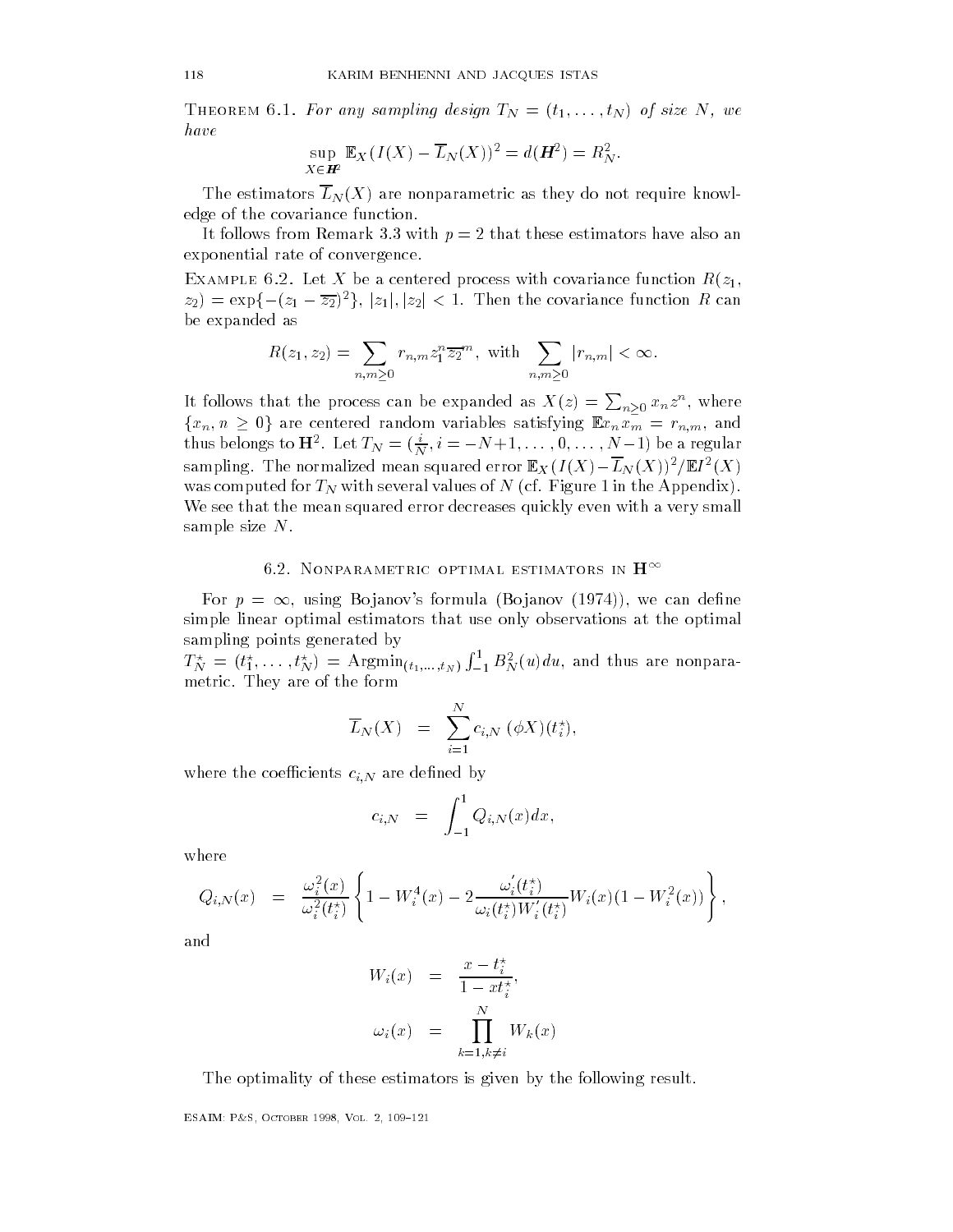**Theorem 6.1.** *For any sampling design $T_N = (t_1, \ldots, t_N)$ of size $N$, we have*

$$\sup_{X \in \boldsymbol{H}^2} \mathbb{E}_X (I(X) - \overline{L}_N(X))^2 = d(\boldsymbol{H}^2) = R_N^2.$$

The estimators $\overline{L}_N(X)$ are nonparametric as they do not require knowledge of the covariance function.

It follows from Remark 3.3 with $p = 2$ that these estimators have also an exponential rate of convergence.

**Example 6.2.** Let $X$ be a centered process with covariance function $R(z_1, z_2) = \exp\{-(z_1 - \overline{z_2})^2\}$, $|z_1|, |z_2| < 1$. Then the covariance function $R$ can be expanded as

$$R(z_1, z_2) = \sum_{n,m \geq 0} r_{n,m} z_1^n \overline{z_2}^m, \text{ with } \sum_{n,m \geq 0} |r_{n,m}| < \infty.$$

It follows that the process can be expanded as $X(z) = \sum_{n \geq 0} x_n z^n$, where $\{x_n, n \geq 0\}$ are centered random variables satisfying $\mathbb{E} x_n x_m = r_{n,m}$, and thus belongs to $\mathbf{H}^2$. Let $T_N = (\frac{i}{N}, i = -N+1, \ldots, 0, \ldots, N-1)$ be a regular sampling. The normalized mean squared error $\mathbb{E}_X (I(X) - \overline{L}_N(X))^2 / \mathbb{E} I^2(X)$ was computed for $T_N$ with several values of $N$ (cf. Figure 1 in the Appendix). We see that the mean squared error decreases quickly even with a very small sample size $N$.

## 6.2. Nonparametric optimal estimators in $\mathbf{H}^\infty$

For $p = \infty$, using Bojanov's formula (Bojanov (1974)), we can define simple linear optimal estimators that use only observations at the optimal sampling points generated by
$T_N^\star = (t_1^\star, \ldots, t_N^\star) = \text{Argmin}_{(t_1, \ldots, t_N)} \int_{-1}^1 B_N^2(u) du$, and thus are nonparametric. They are of the form

$$\overline{L}_N(X) = \sum_{i=1}^N c_{i,N} \, (\phi X)(t_i^\star),$$

where the coefficients $c_{i,N}$ are defined by

$$c_{i,N} = \int_{-1}^1 Q_{i,N}(x) dx,$$

where

$$Q_{i,N}(x) = \frac{\omega_i^2(x)}{\omega_i^2(t_i^\star)} \left\{ 1 - W_i^4(x) - 2 \frac{\omega_i'(t_i^\star)}{\omega_i(t_i^\star) W_i'(t_i^\star)} W_i(x)(1 - W_i^2(x)) \right\},$$

and

$$W_i(x) = \frac{x - t_i^\star}{1 - x t_i^\star},$$

$$\omega_i(x) = \prod_{k=1, k \neq i}^N W_k(x)$$

The optimality of these estimators is given by the following result.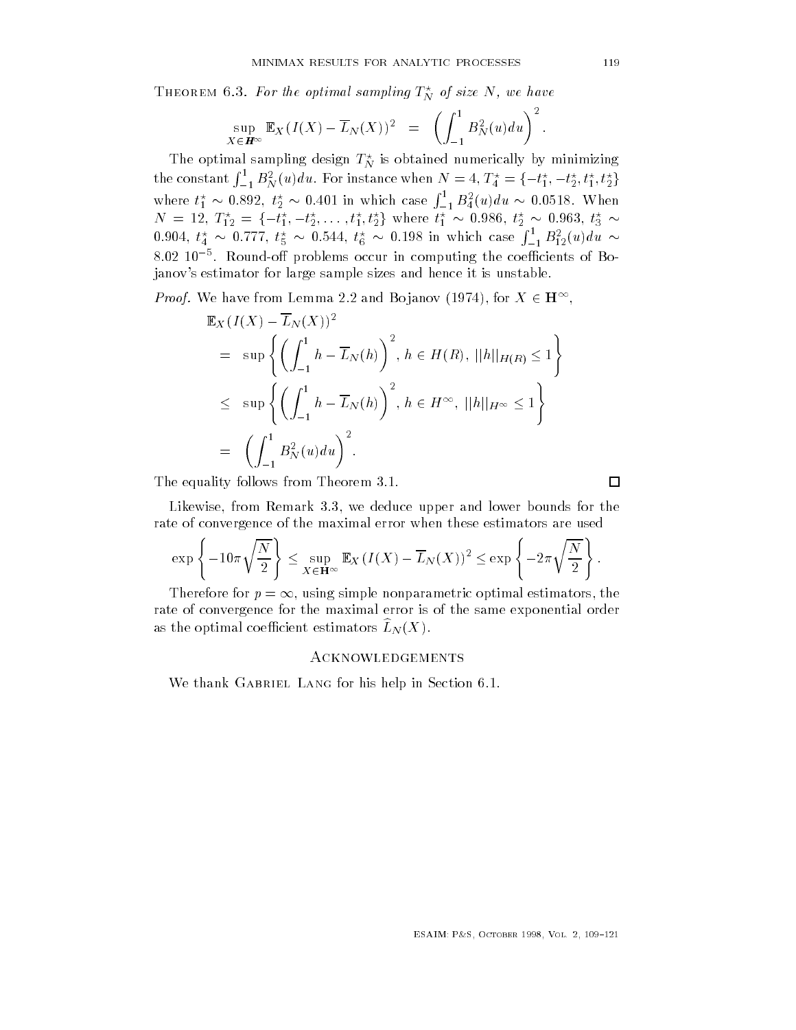**Theorem 6.3.** *For the optimal sampling $T_N^\star$ of size $N$, we have*

$$\sup_{X \in \boldsymbol{H}^\infty} \mathbb{E}_X (I(X) - \overline{L}_N(X))^2 = \left( \int_{-1}^{1} B_N^2(u) du \right)^2 .$$

The optimal sampling design $T_N^\star$ is obtained numerically by minimizing the constant $\int_{-1}^{1} B_N^2(u)du$. For instance when $N = 4$, $T_4^\star = \{-t_1^\star, -t_2^\star, t_1^\star, t_2^\star\}$ where $t_1^\star \sim 0.892$, $t_2^\star \sim 0.401$ in which case $\int_{-1}^{1} B_4^2(u)du \sim 0.0518$. When $N = 12$, $T_{12}^\star = \{-t_1^\star, -t_2^\star, \ldots, t_1^\star, t_2^\star\}$ where $t_1^\star \sim 0.986$, $t_2^\star \sim 0.963$, $t_3^\star \sim 0.904$, $t_4^\star \sim 0.777$, $t_5^\star \sim 0.544$, $t_6^\star \sim 0.198$ in which case $\int_{-1}^{1} B_{12}^2(u)du \sim 8.02\ 10^{-5}$. Round-off problems occur in computing the coefficients of Bojanov's estimator for large sample sizes and hence it is unstable.

*Proof.* We have from Lemma 2.2 and Bojanov (1974), for $X \in \mathbf{H}^\infty$,

$$\begin{aligned}
& \mathbb{E}_X (I(X) - \overline{L}_N(X))^2 \\
&= \sup \left\{ \left( \int_{-1}^{1} h - \overline{L}_N(h) \right)^2, \ h \in H(R), \ ||h||_{H(R)} \leq 1 \right\} \\
&\leq \sup \left\{ \left( \int_{-1}^{1} h - \overline{L}_N(h) \right)^2, \ h \in H^\infty, \ ||h||_{H^\infty} \leq 1 \right\} \\
&= \left( \int_{-1}^{1} B_N^2(u) du \right)^2 .
\end{aligned}$$

The equality follows from Theorem 3.1. □

Likewise, from Remark 3.3, we deduce upper and lower bounds for the rate of convergence of the maximal error when these estimators are used

$$\exp\left\{ -10\pi \sqrt{\frac{N}{2}} \right\} \leq \sup_{X \in \mathbf{H}^\infty} \mathbb{E}_X (I(X) - \overline{L}_N(X))^2 \leq \exp\left\{ -2\pi \sqrt{\frac{N}{2}} \right\} .$$

Therefore for $p = \infty$, using simple nonparametric optimal estimators, the rate of convergence for the maximal error is of the same exponential order as the optimal coefficient estimators $\widehat{L}_N(X)$.

## Acknowledgements

We thank Gabriel Lang for his help in Section 6.1.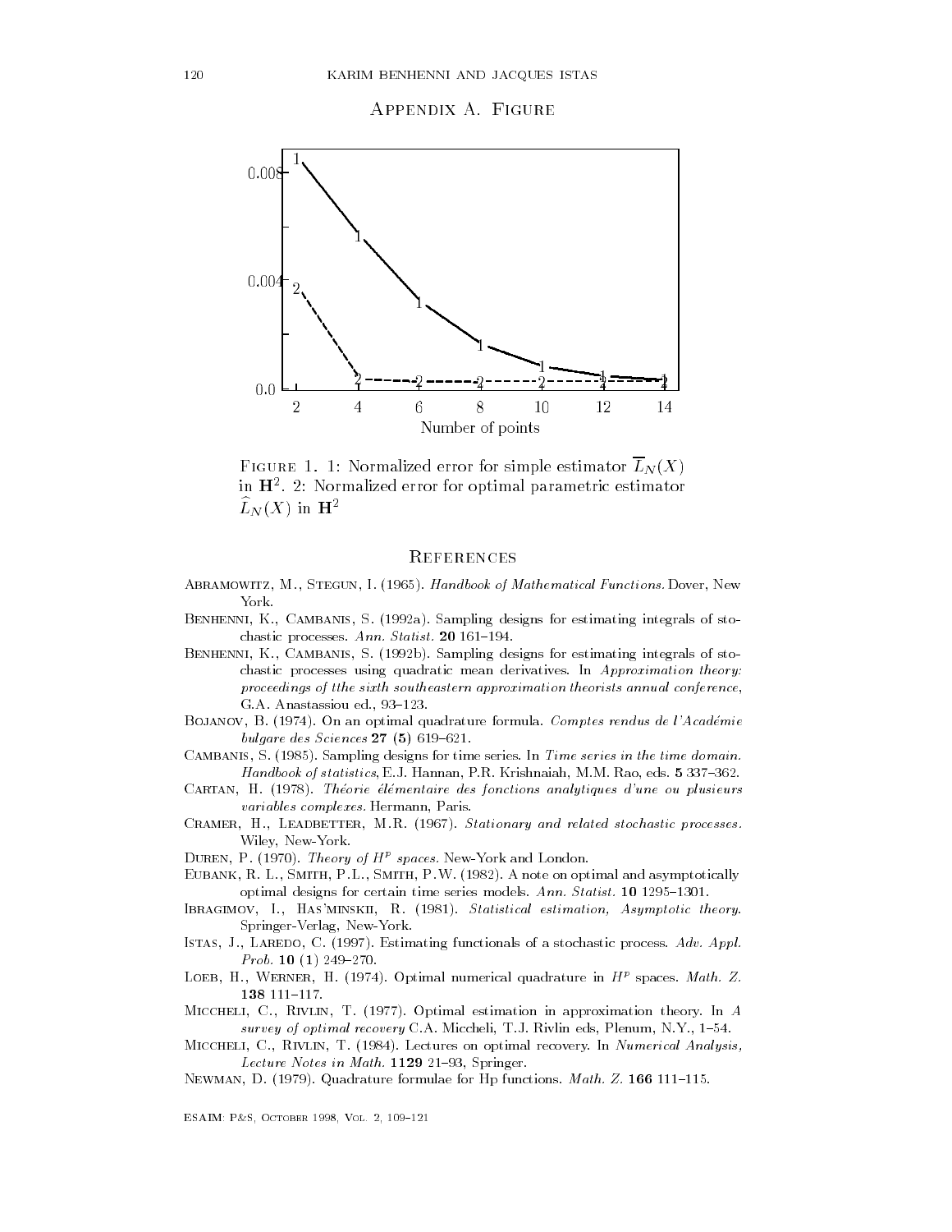## Appendix A. Figure

0.008

0.004

0.0

2 4 6 8 10 12 14

Number of points

Figure 1. 1: Normalized error for simple estimator $\overline{L}_N(X)$ in $\mathbf{H}^2$. 2: Normalized error for optimal parametric estimator $\widehat{L}_N(X)$ in $\mathbf{H}^2$

## References

Abramowitz, M., Stegun, I. (1965). *Handbook of Mathematical Functions.* Dover, New York.

Benhenni, K., Cambanis, S. (1992a). Sampling designs for estimating integrals of stochastic processes. *Ann. Statist.* **20** 161–194.

Benhenni, K., Cambanis, S. (1992b). Sampling designs for estimating integrals of stochastic processes using quadratic mean derivatives. In *Approximation theory: proceedings of tthe sixth southeastern approximation theorists annual conference*, G.A. Anastassiou ed., 93–123.

Bojanov, B. (1974). On an optimal quadrature formula. *Comptes rendus de l'Académie bulgare des Sciences* **27 (5)** 619–621.

Cambanis, S. (1985). Sampling designs for time series. In *Time series in the time domain. Handbook of statistics*, E.J. Hannan, P.R. Krishnaiah, M.M. Rao, eds. **5** 337–362.

Cartan, H. (1978). *Théorie élémentaire des fonctions analytiques d'une ou plusieurs variables complexes.* Hermann, Paris.

Cramer, H., Leadbetter, M.R. (1967). *Stationary and related stochastic processes.* Wiley, New-York.

Duren, P. (1970). *Theory of $H^p$ spaces.* New-York and London.

Eubank, R. L., Smith, P.L., Smith, P.W. (1982). A note on optimal and asymptotically optimal designs for certain time series models. *Ann. Statist.* **10** 1295–1301.

Ibragimov, I., Has'minskii, R. (1981). *Statistical estimation, Asymptotic theory.* Springer-Verlag, New-York.

Istas, J., Laredo, C. (1997). Estimating functionals of a stochastic process. *Adv. Appl. Prob.* **10 (1)** 249–270.

Loeb, H., Werner, H. (1974). Optimal numerical quadrature in $H^p$ spaces. *Math. Z.* **138** 111–117.

Miccheli, C., Rivlin, T. (1977). Optimal estimation in approximation theory. In *A survey of optimal recovery* C.A. Miccheli, T.J. Rivlin eds, Plenum, N.Y., 1–54.

Miccheli, C., Rivlin, T. (1984). Lectures on optimal recovery. In *Numerical Analysis, Lecture Notes in Math.* **1129** 21–93, Springer.

Newman, D. (1979). Quadrature formulae for Hp functions. *Math. Z.* **166** 111–115.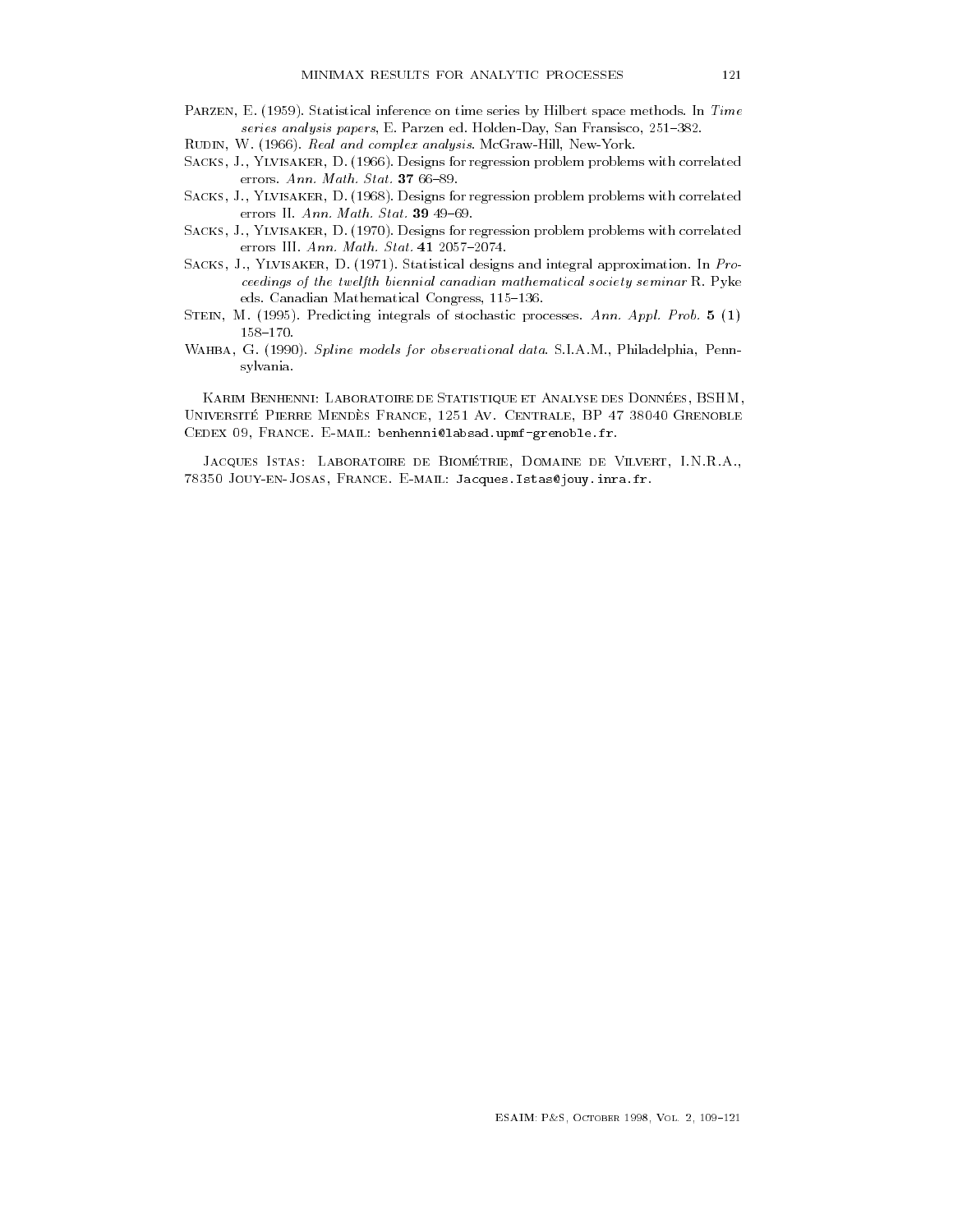Parzen, E. (1959). Statistical inference on time series by Hilbert space methods. In *Time series analysis papers*, E. Parzen ed. Holden-Day, San Fransisco, 251–382.

Rudin, W. (1966). *Real and complex analysis*. McGraw-Hill, New-York.

Sacks, J., Ylvisaker, D. (1966). Designs for regression problem problems with correlated errors. *Ann. Math. Stat.* **37** 66–89.

Sacks, J., Ylvisaker, D. (1968). Designs for regression problem problems with correlated errors II. *Ann. Math. Stat.* **39** 49–69.

Sacks, J., Ylvisaker, D. (1970). Designs for regression problem problems with correlated errors III. *Ann. Math. Stat.* **41** 2057–2074.

Sacks, J., Ylvisaker, D. (1971). Statistical designs and integral approximation. In *Proceedings of the twelfth biennial canadian mathematical society seminar* R. Pyke eds. Canadian Mathematical Congress, 115–136.

Stein, M. (1995). Predicting integrals of stochastic processes. *Ann. Appl. Prob.* **5 (1)** 158–170.

Wahba, G. (1990). *Spline models for observational data*. S.I.A.M., Philadelphia, Pennsylvania.

Karim Benhenni: Laboratoire de Statistique et Analyse des Données, BSHM, Université Pierre Mendès France, 1251 Av. Centrale, BP 47 38040 Grenoble Cedex 09, France. E-mail: benhenni@labsad.upmf-grenoble.fr.

Jacques Istas: Laboratoire de Biométrie, Domaine de Vilvert, I.N.R.A., 78350 Jouy-en-Josas, France. E-mail: Jacques.Istas@jouy.inra.fr.